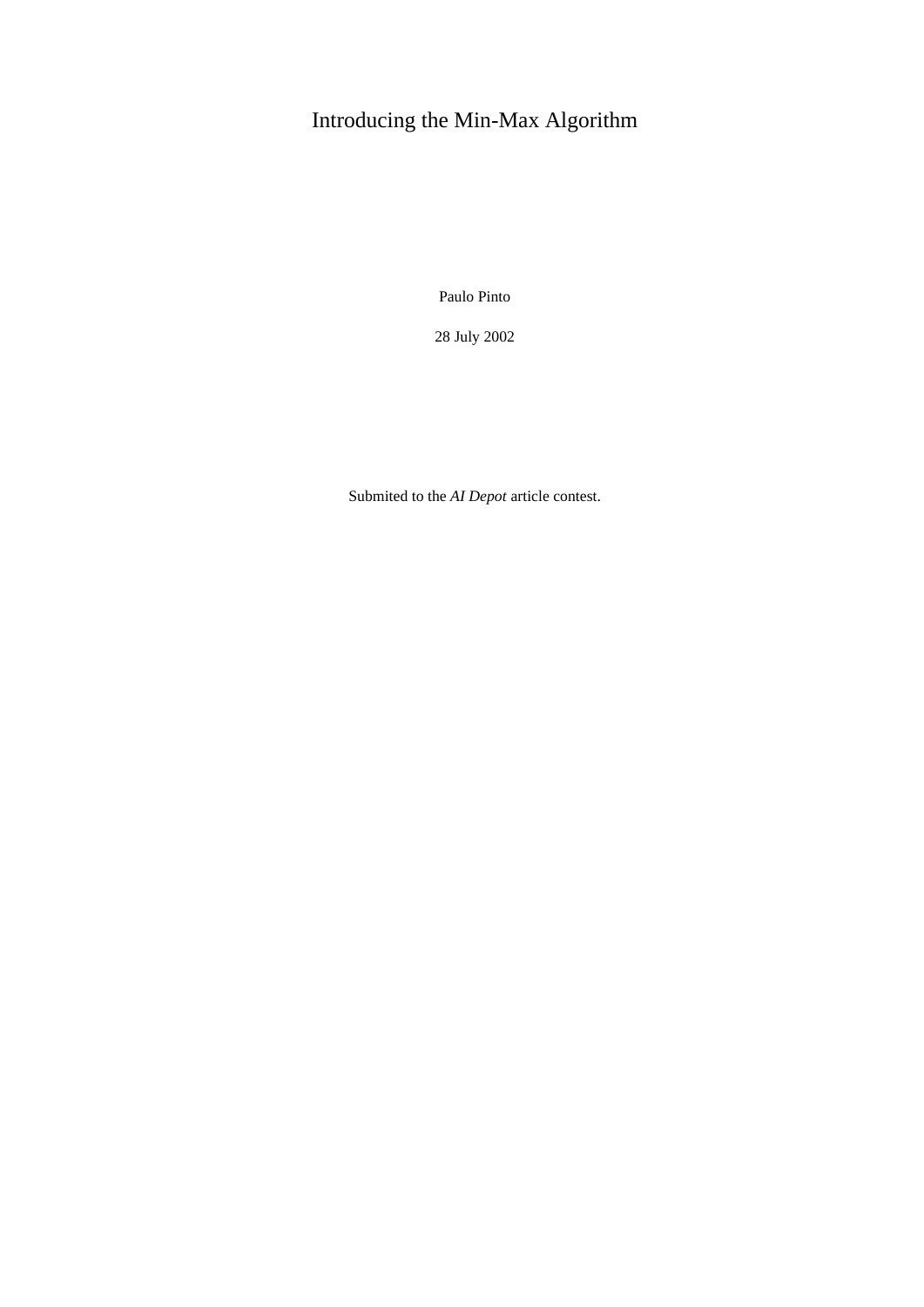# Introducing the Min-Max Algorithm

Paulo Pinto

28 July 2002

Submited to the *AI Depot* article contest.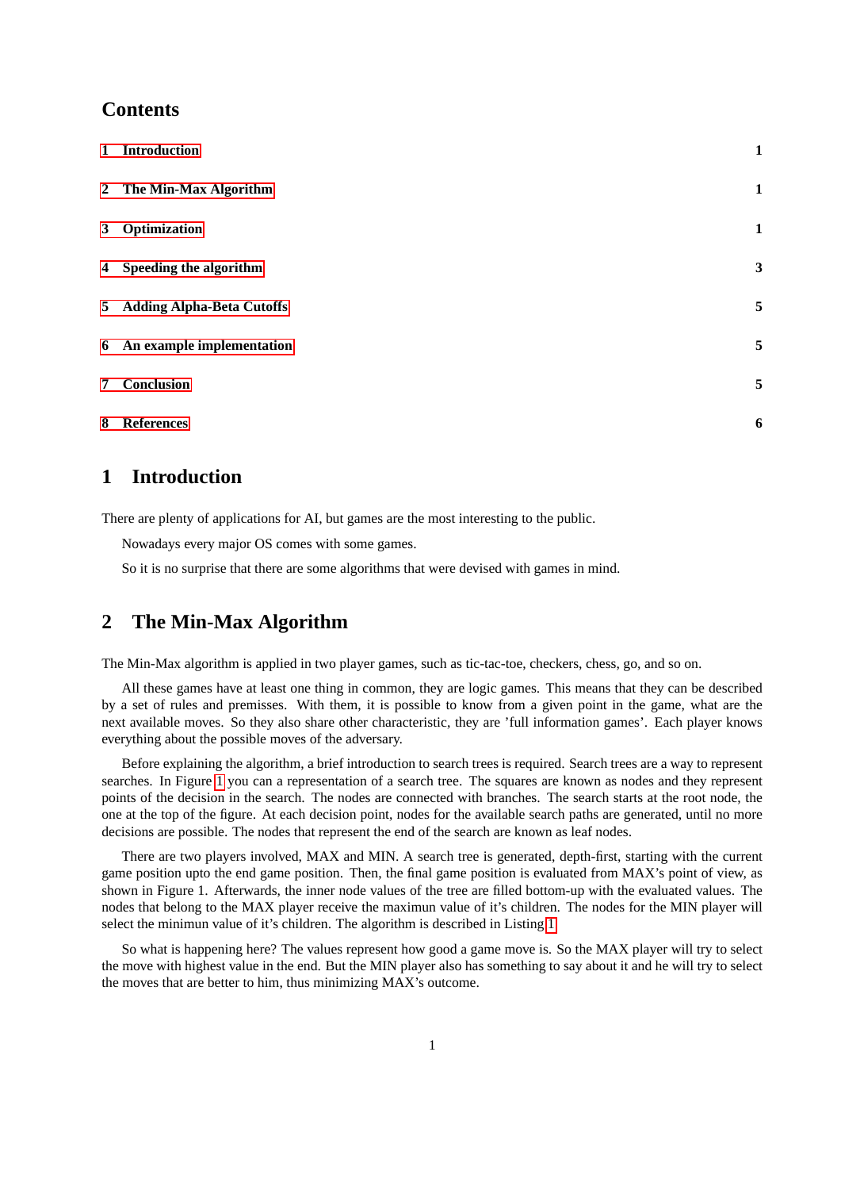# Contents

| | | |
|---|---|---|
| 1 | Introduction | 1 |
| 2 | The Min-Max Algorithm | 1 |
| 3 | Optimization | 1 |
| 4 | Speeding the algorithm | 3 |
| 5 | Adding Alpha-Beta Cutoffs | 5 |
| 6 | An example implementation | 5 |
| 7 | Conclusion | 5 |
| 8 | References | 6 |

# 1 Introduction

There are plenty of applications for AI, but games are the most interesting to the public.

Nowadays every major OS comes with some games.

So it is no surprise that there are some algorithms that were devised with games in mind.

# 2 The Min-Max Algorithm

The Min-Max algorithm is applied in two player games, such as tic-tac-toe, checkers, chess, go, and so on.

All these games have at least one thing in common, they are logic games. This means that they can be described by a set of rules and premisses. With them, it is possible to know from a given point in the game, what are the next available moves. So they also share other characteristic, they are 'full information games'. Each player knows everything about the possible moves of the adversary.

Before explaining the algorithm, a brief introduction to search trees is required. Search trees are a way to represent searches. In Figure 1 you can a representation of a search tree. The squares are known as nodes and they represent points of the decision in the search. The nodes are connected with branches. The search starts at the root node, the one at the top of the figure. At each decision point, nodes for the available search paths are generated, until no more decisions are possible. The nodes that represent the end of the search are known as leaf nodes.

There are two players involved, MAX and MIN. A search tree is generated, depth-first, starting with the current game position upto the end game position. Then, the final game position is evaluated from MAX's point of view, as shown in Figure 1. Afterwards, the inner node values of the tree are filled bottom-up with the evaluated values. The nodes that belong to the MAX player receive the maximun value of it's children. The nodes for the MIN player will select the minimun value of it's children. The algorithm is described in Listing 1.

So what is happening here? The values represent how good a game move is. So the MAX player will try to select the move with highest value in the end. But the MIN player also has something to say about it and he will try to select the moves that are better to him, thus minimizing MAX's outcome.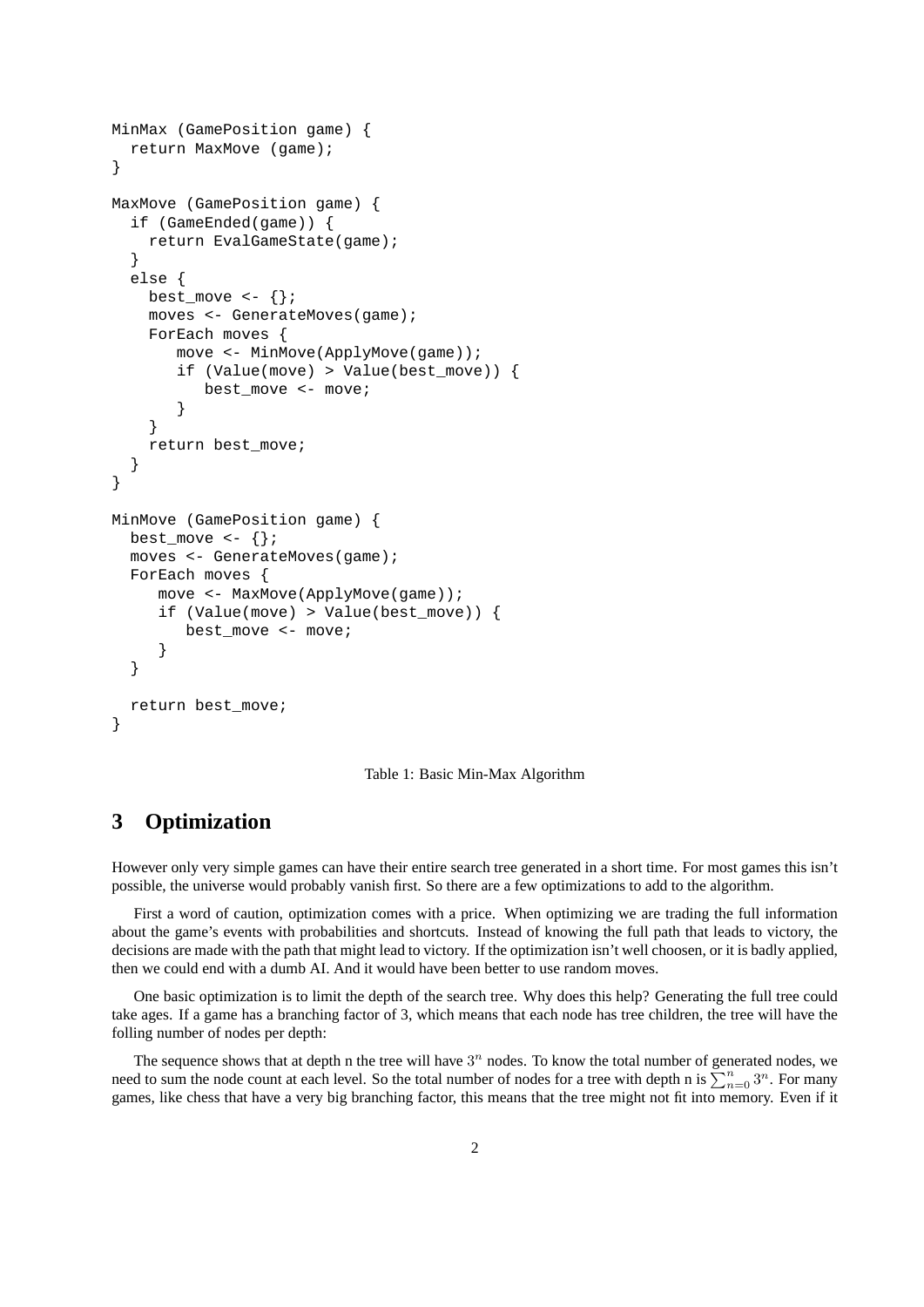```
MinMax (GamePosition game) {
  return MaxMove (game);
}

MaxMove (GamePosition game) {
  if (GameEnded(game)) {
    return EvalGameState(game);
  }
  else {
    best_move <- {};
    moves <- GenerateMoves(game);
    ForEach moves {
       move <- MinMove(ApplyMove(game));
       if (Value(move) > Value(best_move)) {
          best_move <- move;
       }
    }
    return best_move;
  }
}

MinMove (GamePosition game) {
  best_move <- {};
  moves <- GenerateMoves(game);
  ForEach moves {
     move <- MaxMove(ApplyMove(game));
     if (Value(move) > Value(best_move)) {
        best_move <- move;
     }
  }

  return best_move;
}
```

Table 1: Basic Min-Max Algorithm

## 3 Optimization

However only very simple games can have their entire search tree generated in a short time. For most games this isn't possible, the universe would probably vanish first. So there are a few optimizations to add to the algorithm.

First a word of caution, optimization comes with a price. When optimizing we are trading the full information about the game's events with probabilities and shortcuts. Instead of knowing the full path that leads to victory, the decisions are made with the path that might lead to victory. If the optimization isn't well choosen, or it is badly applied, then we could end with a dumb AI. And it would have been better to use random moves.

One basic optimization is to limit the depth of the search tree. Why does this help? Generating the full tree could take ages. If a game has a branching factor of 3, which means that each node has tree children, the tree will have the folling number of nodes per depth:

The sequence shows that at depth n the tree will have $3^n$ nodes. To know the total number of generated nodes, we need to sum the node count at each level. So the total number of nodes for a tree with depth n is $\sum_{n=0}^{n} 3^n$. For many games, like chess that have a very big branching factor, this means that the tree might not fit into memory. Even if it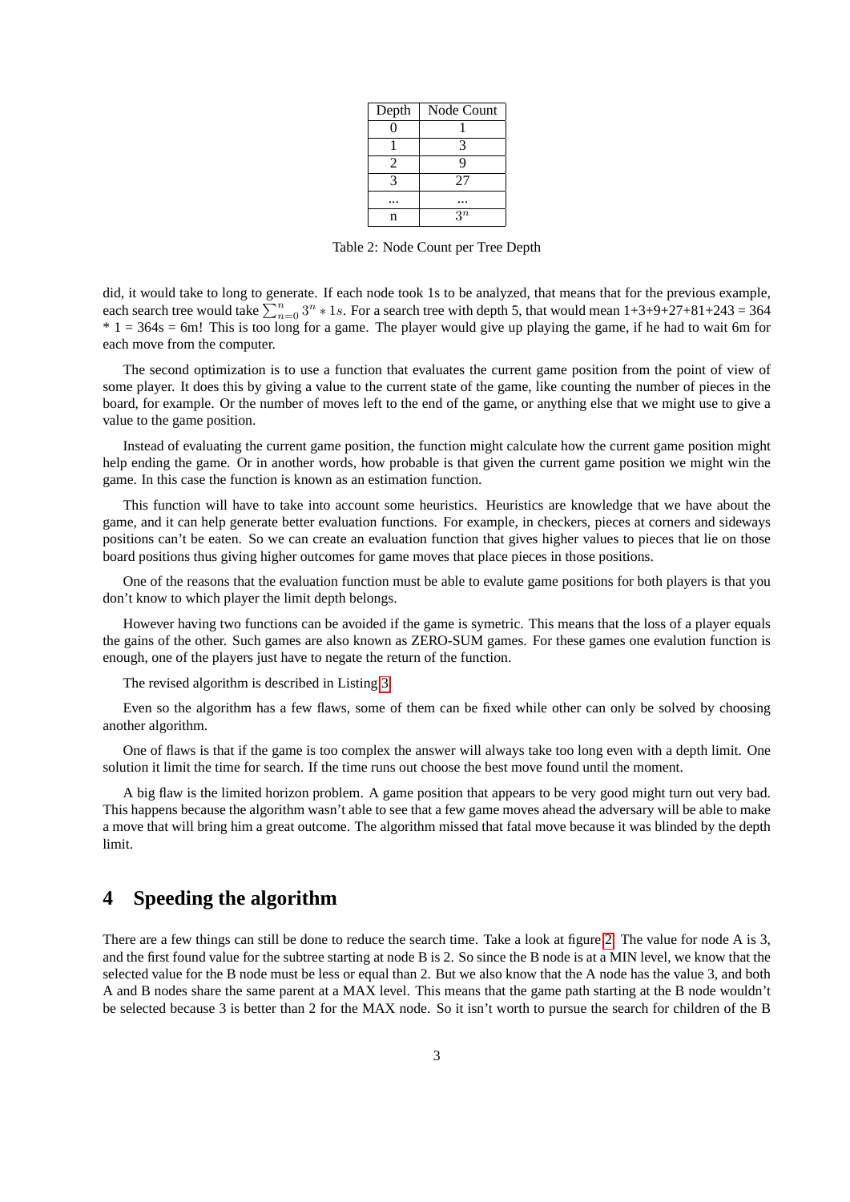| Depth | Node Count |
|---|---|
| 0 | 1 |
| 1 | 3 |
| 2 | 9 |
| 3 | 27 |
| ... | ... |
| n | $3^n$ |

Table 2: Node Count per Tree Depth

did, it would take to long to generate. If each node took 1s to be analyzed, that means that for the previous example, each search tree would take $\sum_{n=0}^{n} 3^n * 1s$. For a search tree with depth 5, that would mean 1+3+9+27+81+243 = 364 * 1 = 364s = 6m! This is too long for a game. The player would give up playing the game, if he had to wait 6m for each move from the computer.

The second optimization is to use a function that evaluates the current game position from the point of view of some player. It does this by giving a value to the current state of the game, like counting the number of pieces in the board, for example. Or the number of moves left to the end of the game, or anything else that we might use to give a value to the game position.

Instead of evaluating the current game position, the function might calculate how the current game position might help ending the game. Or in another words, how probable is that given the current game position we might win the game. In this case the function is known as an estimation function.

This function will have to take into account some heuristics. Heuristics are knowledge that we have about the game, and it can help generate better evaluation functions. For example, in checkers, pieces at corners and sideways positions can't be eaten. So we can create an evaluation function that gives higher values to pieces that lie on those board positions thus giving higher outcomes for game moves that place pieces in those positions.

One of the reasons that the evaluation function must be able to evalute game positions for both players is that you don't know to which player the limit depth belongs.

However having two functions can be avoided if the game is symetric. This means that the loss of a player equals the gains of the other. Such games are also known as ZERO-SUM games. For these games one evalution function is enough, one of the players just have to negate the return of the function.

The revised algorithm is described in Listing 3.

Even so the algorithm has a few flaws, some of them can be fixed while other can only be solved by choosing another algorithm.

One of flaws is that if the game is too complex the answer will always take too long even with a depth limit. One solution it limit the time for search. If the time runs out choose the best move found until the moment.

A big flaw is the limited horizon problem. A game position that appears to be very good might turn out very bad. This happens because the algorithm wasn't able to see that a few game moves ahead the adversary will be able to make a move that will bring him a great outcome. The algorithm missed that fatal move because it was blinded by the depth limit.

# 4 Speeding the algorithm

There are a few things can still be done to reduce the search time. Take a look at figure 2. The value for node A is 3, and the first found value for the subtree starting at node B is 2. So since the B node is at a MIN level, we know that the selected value for the B node must be less or equal than 2. But we also know that the A node has the value 3, and both A and B nodes share the same parent at a MAX level. This means that the game path starting at the B node wouldn't be selected because 3 is better than 2 for the MAX node. So it isn't worth to pursue the search for children of the B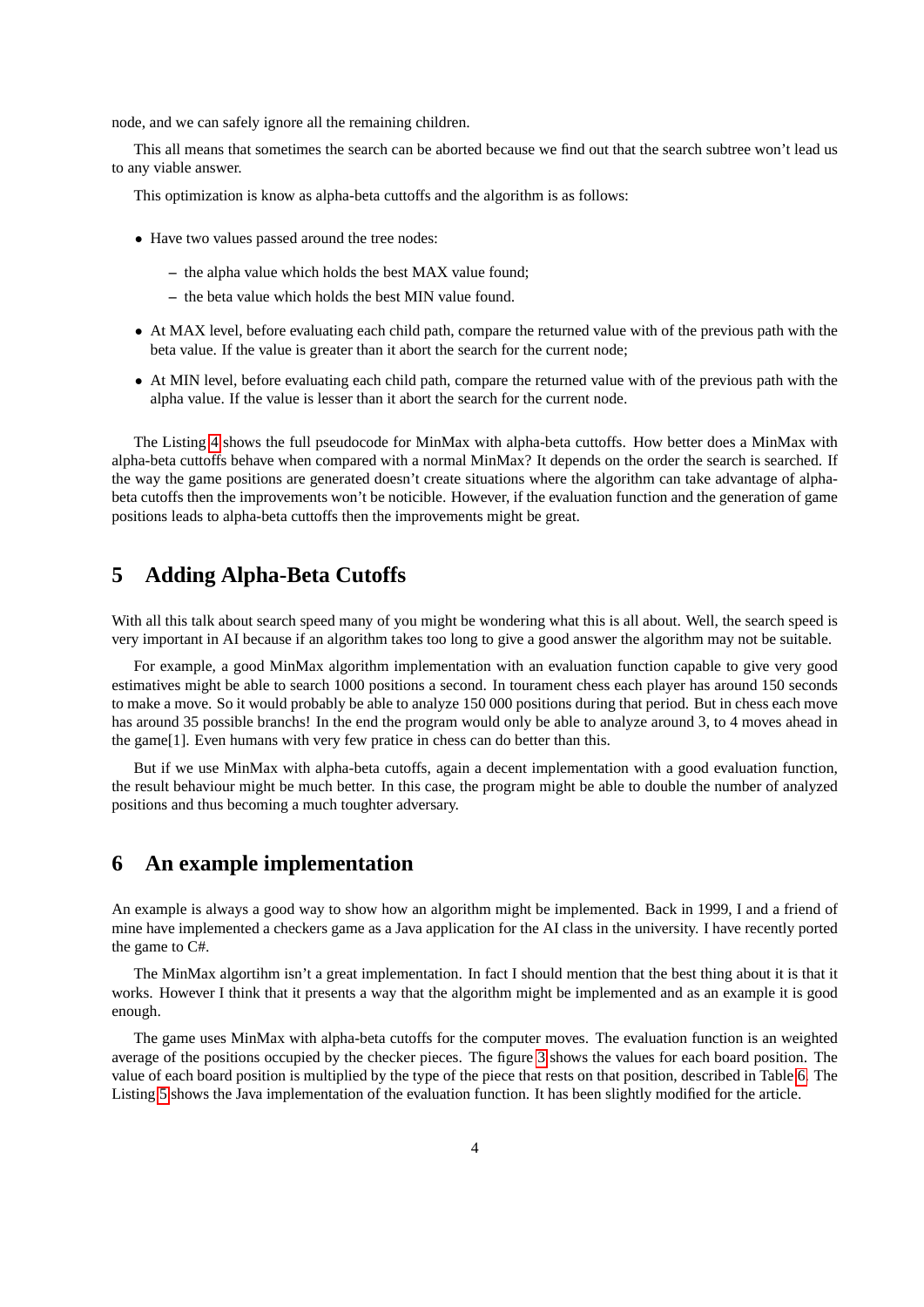node, and we can safely ignore all the remaining children.

This all means that sometimes the search can be aborted because we find out that the search subtree won't lead us to any viable answer.

This optimization is know as alpha-beta cutoffs and the algorithm is as follows:

- Have two values passed around the tree nodes:
  - the alpha value which holds the best MAX value found;
  - the beta value which holds the best MIN value found.
- At MAX level, before evaluating each child path, compare the returned value with of the previous path with the beta value. If the value is greater than it abort the search for the current node;
- At MIN level, before evaluating each child path, compare the returned value with of the previous path with the alpha value. If the value is lesser than it abort the search for the current node.

The Listing 4 shows the full pseudocode for MinMax with alpha-beta cutoffs. How better does a MinMax with alpha-beta cutoffs behave when compared with a normal MinMax? It depends on the order the search is searched. If the way the game positions are generated doesn't create situations where the algorithm can take advantage of alpha-beta cutoffs then the improvements won't be noticible. However, if the evaluation function and the generation of game positions leads to alpha-beta cutoffs then the improvements might be great.

## 5 Adding Alpha-Beta Cutoffs

With all this talk about search speed many of you might be wondering what this is all about. Well, the search speed is very important in AI because if an algorithm takes too long to give a good answer the algorithm may not be suitable.

For example, a good MinMax algorithm implementation with an evaluation function capable to give very good estimatives might be able to search 1000 positions a second. In tourament chess each player has around 150 seconds to make a move. So it would probably be able to analyze 150 000 positions during that period. But in chess each move has around 35 possible branchs! In the end the program would only be able to analyze around 3, to 4 moves ahead in the game[1]. Even humans with very few pratice in chess can do better than this.

But if we use MinMax with alpha-beta cutoffs, again a decent implementation with a good evaluation function, the result behaviour might be much better. In this case, the program might be able to double the number of analyzed positions and thus becoming a much toughter adversary.

## 6 An example implementation

An example is always a good way to show how an algorithm might be implemented. Back in 1999, I and a friend of mine have implemented a checkers game as a Java application for the AI class in the university. I have recently ported the game to C#.

The MinMax algortihm isn't a great implementation. In fact I should mention that the best thing about it is that it works. However I think that it presents a way that the algorithm might be implemented and as an example it is good enough.

The game uses MinMax with alpha-beta cutoffs for the computer moves. The evaluation function is an weighted average of the positions occupied by the checker pieces. The figure 3 shows the values for each board position. The value of each board position is multiplied by the type of the piece that rests on that position, described in Table 6. The Listing 5 shows the Java implementation of the evaluation function. It has been slightly modified for the article.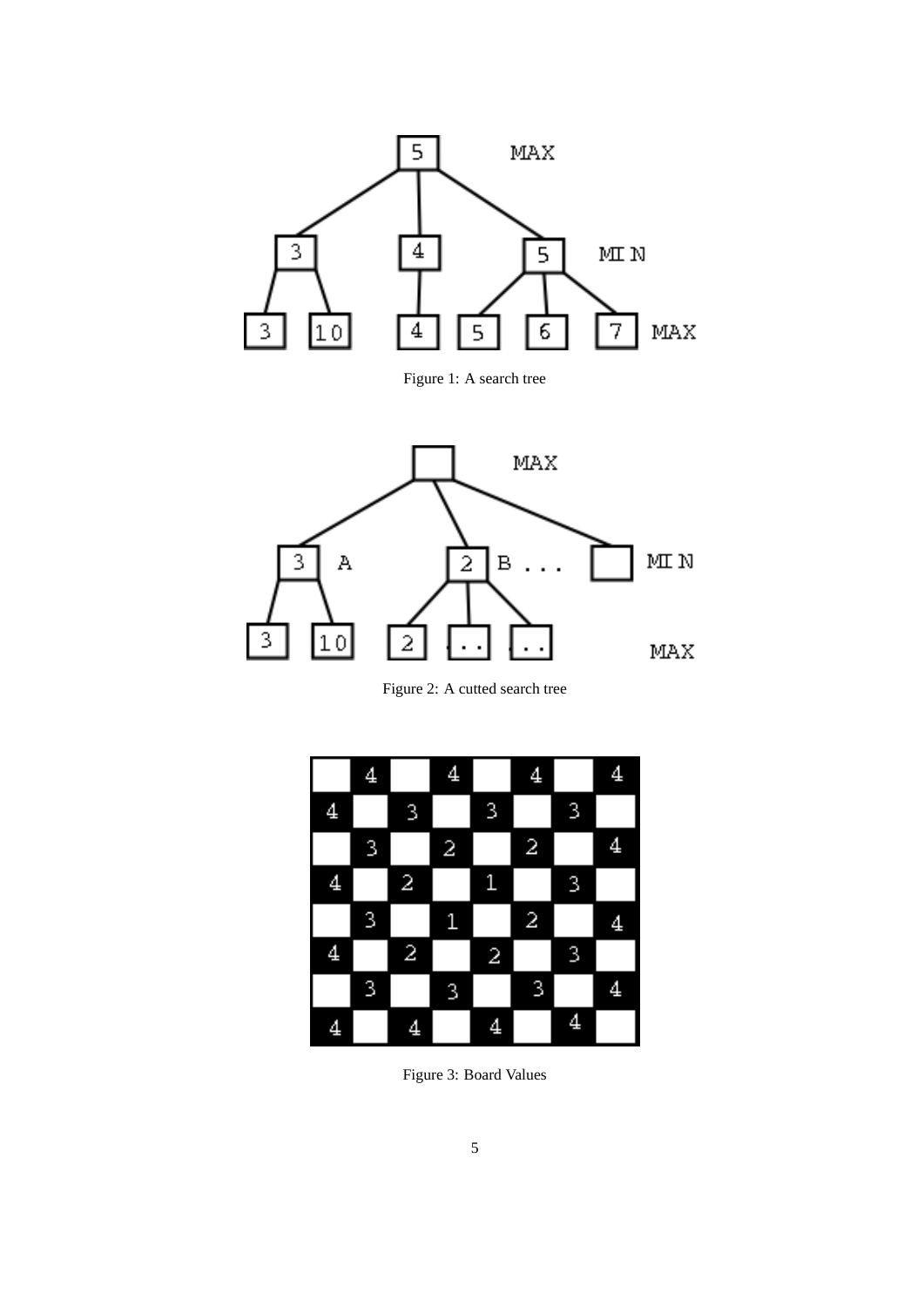Figure 1: A search tree

Figure 2: A cutted search tree

Figure 3: Board Values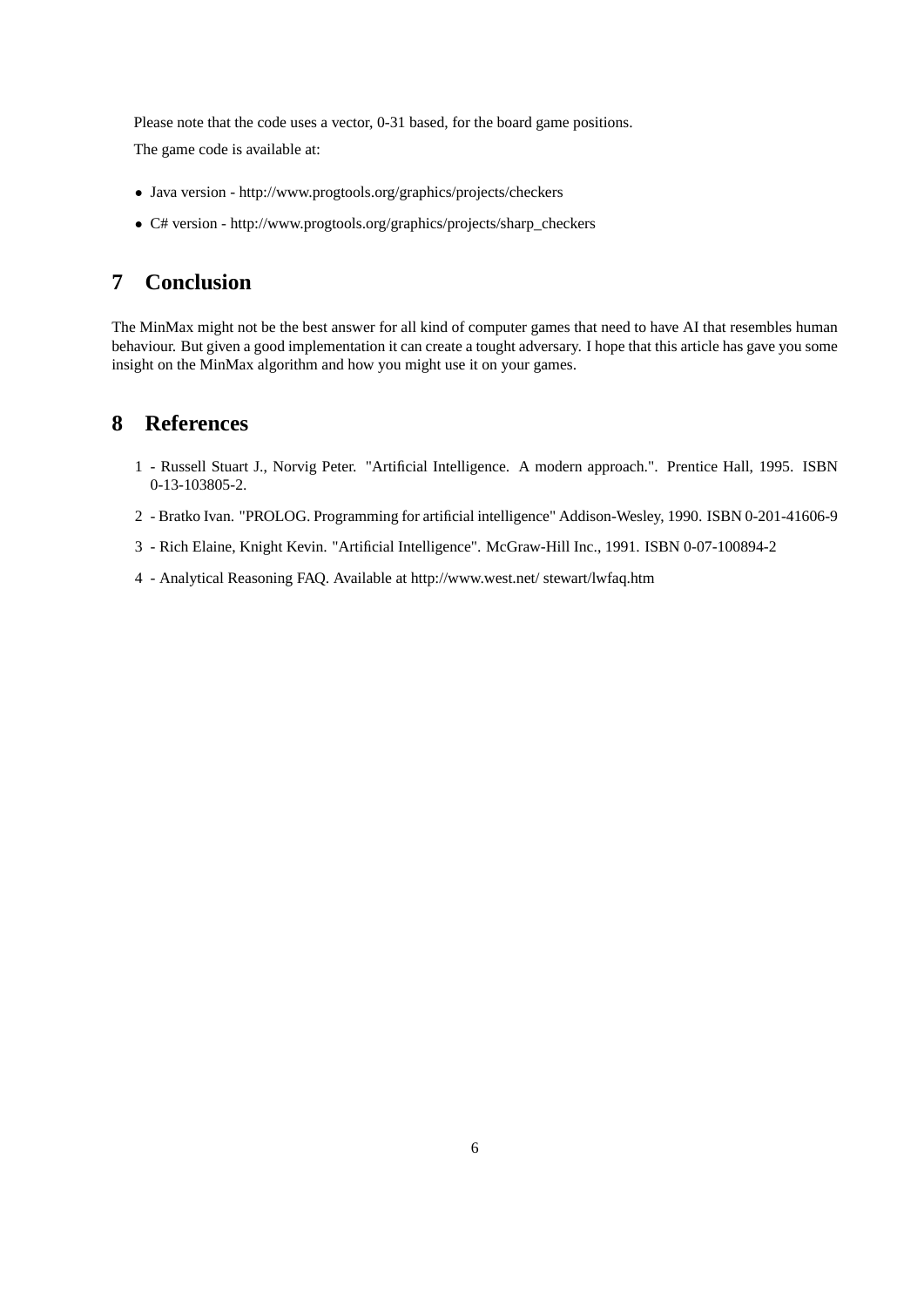Please note that the code uses a vector, 0-31 based, for the board game positions.

The game code is available at:

- Java version - http://www.progtools.org/graphics/projects/checkers
- C# version - http://www.progtools.org/graphics/projects/sharp_checkers

## 7 Conclusion

The MinMax might not be the best answer for all kind of computer games that need to have AI that resembles human behaviour. But given a good implementation it can create a tought adversary. I hope that this article has gave you some insight on the MinMax algorithm and how you might use it on your games.

## 8 References

1 - Russell Stuart J., Norvig Peter. "Artificial Intelligence. A modern approach.". Prentice Hall, 1995. ISBN 0-13-103805-2.

2 - Bratko Ivan. "PROLOG. Programming for artificial intelligence" Addison-Wesley, 1990. ISBN 0-201-41606-9

3 - Rich Elaine, Knight Kevin. "Artificial Intelligence". McGraw-Hill Inc., 1991. ISBN 0-07-100894-2

4 - Analytical Reasoning FAQ. Available at http://www.west.net/ stewart/lwfaq.htm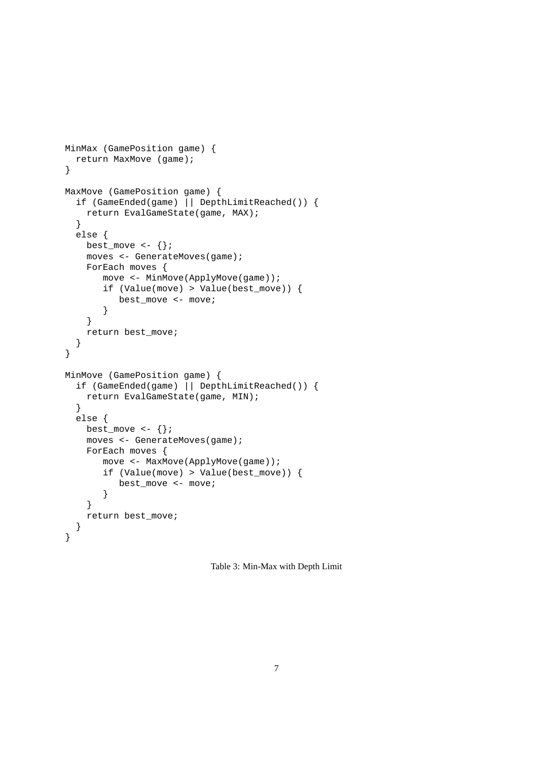```
MinMax (GamePosition game) {
  return MaxMove (game);
}

MaxMove (GamePosition game) {
  if (GameEnded(game) || DepthLimitReached()) {
    return EvalGameState(game, MAX);
  }
  else {
    best_move <- {};
    moves <- GenerateMoves(game);
    ForEach moves {
       move <- MinMove(ApplyMove(game));
       if (Value(move) > Value(best_move)) {
          best_move <- move;
       }
    }
    return best_move;
  }
}

MinMove (GamePosition game) {
  if (GameEnded(game) || DepthLimitReached()) {
    return EvalGameState(game, MIN);
  }
  else {
    best_move <- {};
    moves <- GenerateMoves(game);
    ForEach moves {
       move <- MaxMove(ApplyMove(game));
       if (Value(move) > Value(best_move)) {
          best_move <- move;
       }
    }
    return best_move;
  }
}
```

Table 3: Min-Max with Depth Limit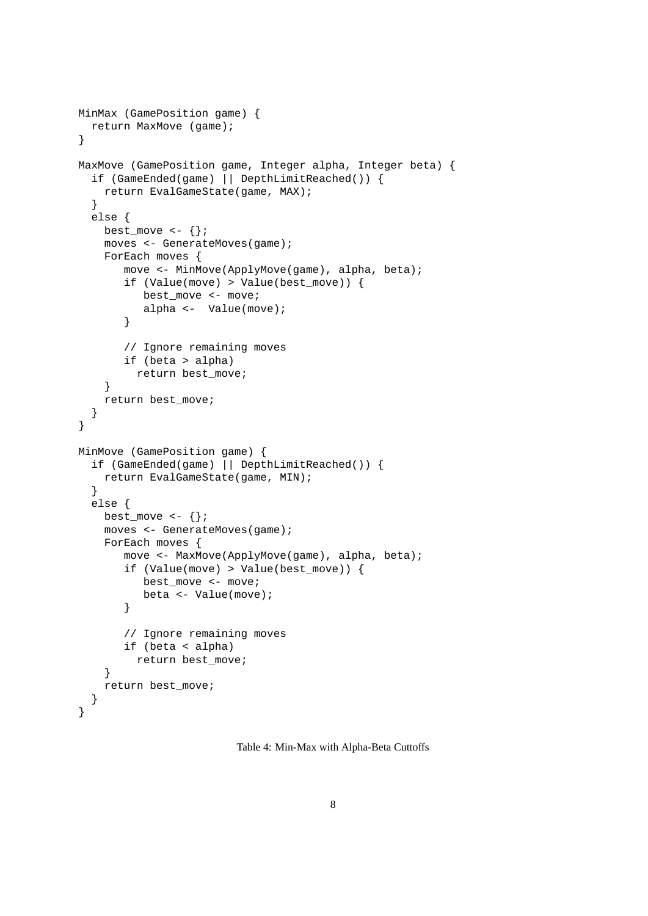```
MinMax (GamePosition game) {
  return MaxMove (game);
}

MaxMove (GamePosition game, Integer alpha, Integer beta) {
  if (GameEnded(game) || DepthLimitReached()) {
    return EvalGameState(game, MAX);
  }
  else {
    best_move <- {};
    moves <- GenerateMoves(game);
    ForEach moves {
       move <- MinMove(ApplyMove(game), alpha, beta);
       if (Value(move) > Value(best_move)) {
          best_move <- move;
          alpha <-  Value(move);
       }

       // Ignore remaining moves
       if (beta > alpha)
         return best_move;
    }
    return best_move;
  }
}

MinMove (GamePosition game) {
  if (GameEnded(game) || DepthLimitReached()) {
    return EvalGameState(game, MIN);
  }
  else {
    best_move <- {};
    moves <- GenerateMoves(game);
    ForEach moves {
       move <- MaxMove(ApplyMove(game), alpha, beta);
       if (Value(move) > Value(best_move)) {
          best_move <- move;
          beta <- Value(move);
       }

       // Ignore remaining moves
       if (beta < alpha)
         return best_move;
    }
    return best_move;
  }
}
```

Table 4: Min-Max with Alpha-Beta Cuttoffs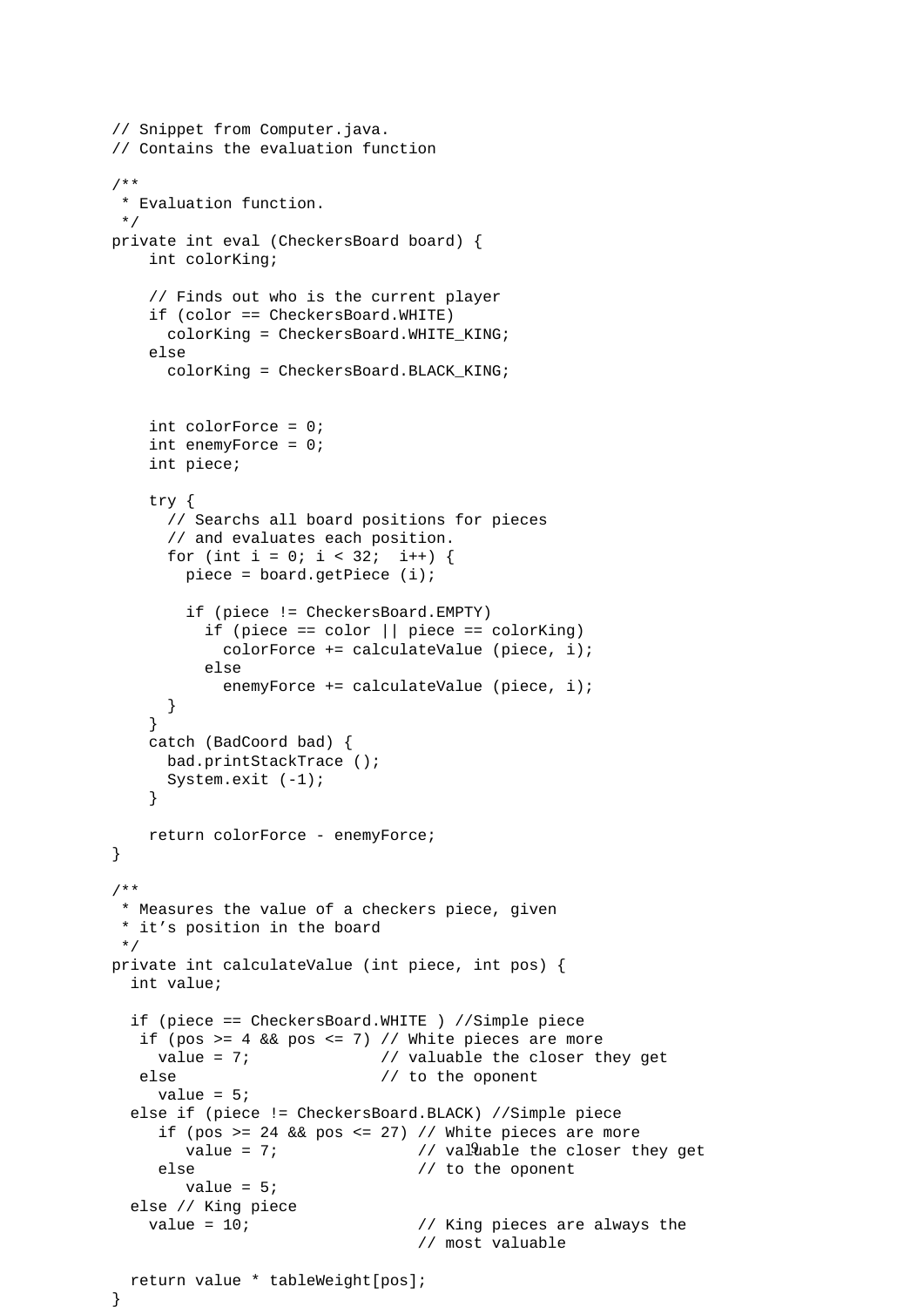```java
// Snippet from Computer.java.
// Contains the evaluation function

/**
 * Evaluation function.
 */
private int eval (CheckersBoard board) {
    int colorKing;

    // Finds out who is the current player
    if (color == CheckersBoard.WHITE)
      colorKing = CheckersBoard.WHITE_KING;
    else
      colorKing = CheckersBoard.BLACK_KING;


    int colorForce = 0;
    int enemyForce = 0;
    int piece;

    try {
      // Searchs all board positions for pieces
      // and evaluates each position.
      for (int i = 0; i < 32;  i++) {
        piece = board.getPiece (i);

        if (piece != CheckersBoard.EMPTY)
          if (piece == color || piece == colorKing)
            colorForce += calculateValue (piece, i);
          else
            enemyForce += calculateValue (piece, i);
      }
    }
    catch (BadCoord bad) {
      bad.printStackTrace ();
      System.exit (-1);
    }

    return colorForce - enemyForce;
}

/**
 * Measures the value of a checkers piece, given
 * it's position in the board
 */
private int calculateValue (int piece, int pos) {
  int value;

  if (piece == CheckersBoard.WHITE ) //Simple piece
   if (pos >= 4 && pos <= 7) // White pieces are more
     value = 7;              // valuable the closer they get
   else                      // to the oponent
     value = 5;
  else if (piece != CheckersBoard.BLACK) //Simple piece
     if (pos >= 24 && pos <= 27) // White pieces are more
        value = 7;               // valuable the closer they get
     else                        // to the oponent
        value = 5;
  else // King piece
    value = 10;                  // King pieces are always the
                                 // most valuable

  return value * tableWeight[pos];
}
```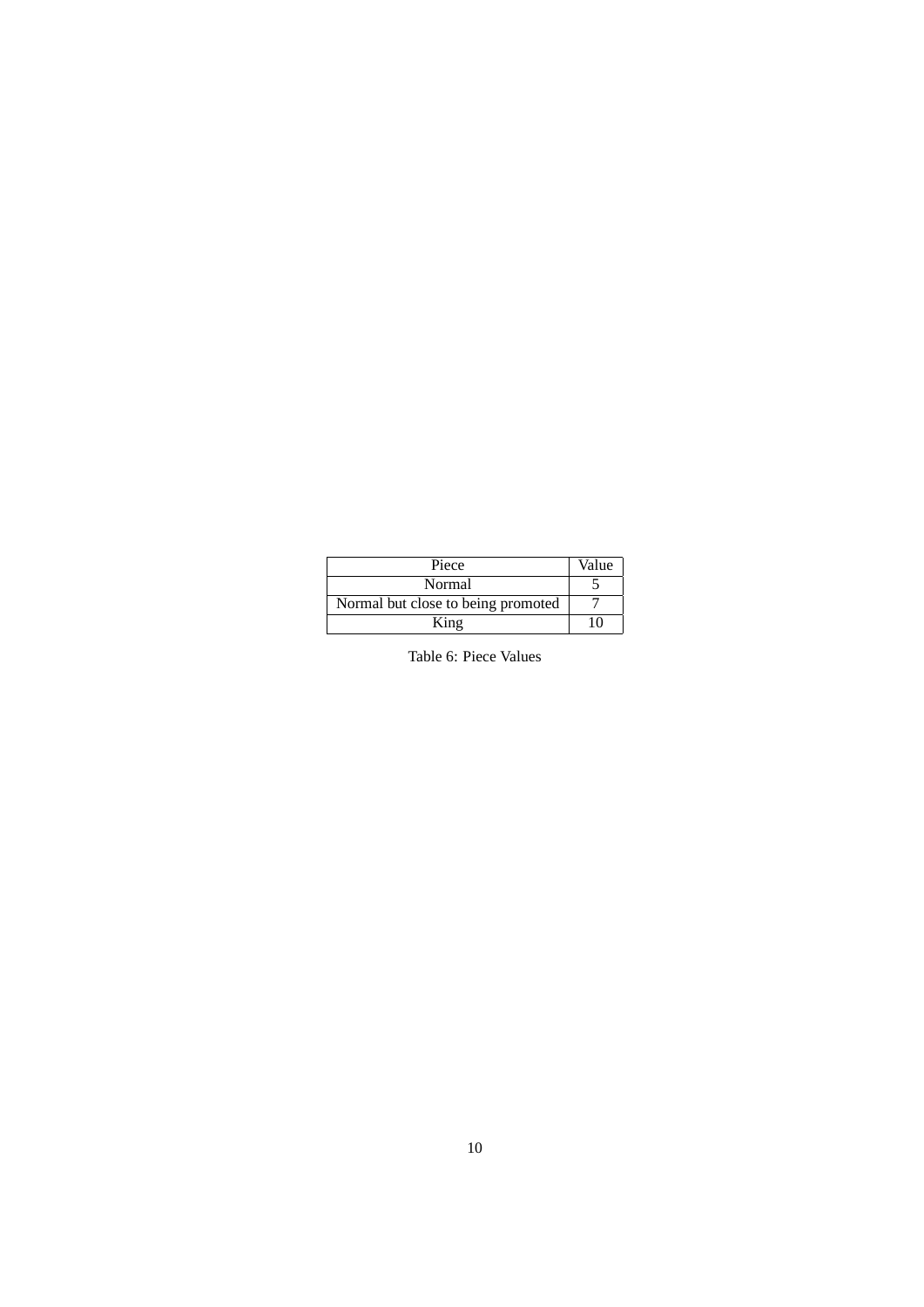| Piece | Value |
| --- | --- |
| Normal | 5 |
| Normal but close to being promoted | 7 |
| King | 10 |

Table 6: Piece Values